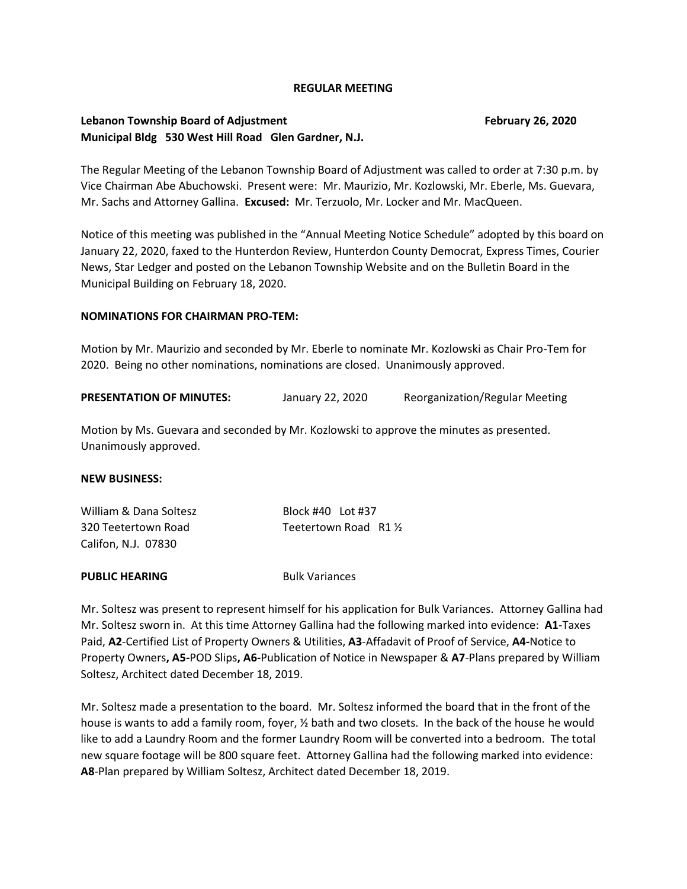**REGULAR MEETING**

**Lebanon Township Board of Adjustment** **February 26, 2020**
**Municipal Bldg 530 West Hill Road Glen Gardner, N.J.**

The Regular Meeting of the Lebanon Township Board of Adjustment was called to order at 7:30 p.m. by Vice Chairman Abe Abuchowski. Present were: Mr. Maurizio, Mr. Kozlowski, Mr. Eberle, Ms. Guevara, Mr. Sachs and Attorney Gallina. **Excused:** Mr. Terzuolo, Mr. Locker and Mr. MacQueen.

Notice of this meeting was published in the "Annual Meeting Notice Schedule" adopted by this board on January 22, 2020, faxed to the Hunterdon Review, Hunterdon County Democrat, Express Times, Courier News, Star Ledger and posted on the Lebanon Township Website and on the Bulletin Board in the Municipal Building on February 18, 2020.

**NOMINATIONS FOR CHAIRMAN PRO-TEM:**

Motion by Mr. Maurizio and seconded by Mr. Eberle to nominate Mr. Kozlowski as Chair Pro-Tem for 2020. Being no other nominations, nominations are closed. Unanimously approved.

**PRESENTATION OF MINUTES:** January 22, 2020 Reorganization/Regular Meeting

Motion by Ms. Guevara and seconded by Mr. Kozlowski to approve the minutes as presented. Unanimously approved.

**NEW BUSINESS:**

William & Dana Soltesz Block #40 Lot #37
320 Teetertown Road Teetertown Road R1 ½
Califon, N.J. 07830

**PUBLIC HEARING** Bulk Variances

Mr. Soltesz was present to represent himself for his application for Bulk Variances. Attorney Gallina had Mr. Soltesz sworn in. At this time Attorney Gallina had the following marked into evidence: **A1**-Taxes Paid, **A2**-Certified List of Property Owners & Utilities, **A3**-Affadavit of Proof of Service, **A4-**Notice to Property Owners**, A5-**POD Slips**, A6-**Publication of Notice in Newspaper & **A7**-Plans prepared by William Soltesz, Architect dated December 18, 2019.

Mr. Soltesz made a presentation to the board. Mr. Soltesz informed the board that in the front of the house is wants to add a family room, foyer, ½ bath and two closets. In the back of the house he would like to add a Laundry Room and the former Laundry Room will be converted into a bedroom. The total new square footage will be 800 square feet. Attorney Gallina had the following marked into evidence: **A8**-Plan prepared by William Soltesz, Architect dated December 18, 2019.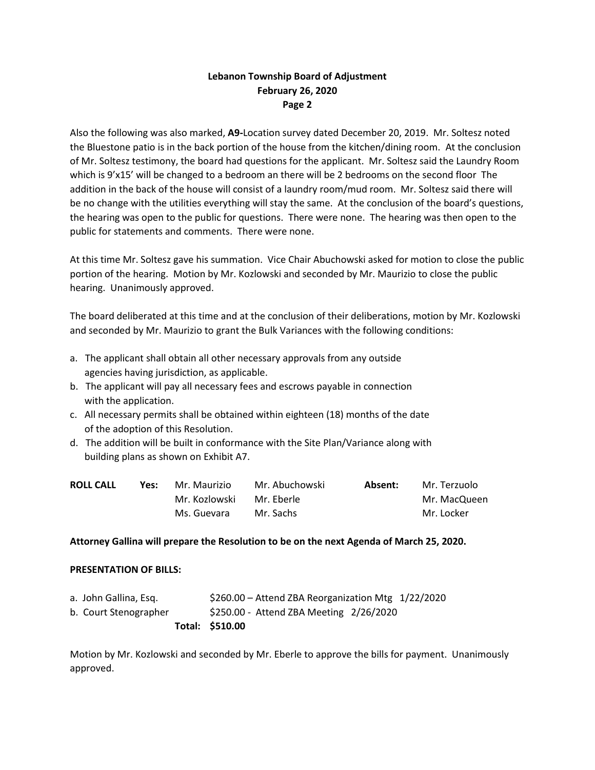Also the following was also marked, **A9-**Location survey dated December 20, 2019. Mr. Soltesz noted the Bluestone patio is in the back portion of the house from the kitchen/dining room. At the conclusion of Mr. Soltesz testimony, the board had questions for the applicant. Mr. Soltesz said the Laundry Room which is 9'x15' will be changed to a bedroom an there will be 2 bedrooms on the second floor The addition in the back of the house will consist of a laundry room/mud room. Mr. Soltesz said there will be no change with the utilities everything will stay the same. At the conclusion of the board's questions, the hearing was open to the public for questions. There were none. The hearing was then open to the public for statements and comments. There were none.

At this time Mr. Soltesz gave his summation. Vice Chair Abuchowski asked for motion to close the public portion of the hearing. Motion by Mr. Kozlowski and seconded by Mr. Maurizio to close the public hearing. Unanimously approved.

The board deliberated at this time and at the conclusion of their deliberations, motion by Mr. Kozlowski and seconded by Mr. Maurizio to grant the Bulk Variances with the following conditions:

a. The applicant shall obtain all other necessary approvals from any outside agencies having jurisdiction, as applicable.
b. The applicant will pay all necessary fees and escrows payable in connection with the application.
c. All necessary permits shall be obtained within eighteen (18) months of the date of the adoption of this Resolution.
d. The addition will be built in conformance with the Site Plan/Variance along with building plans as shown on Exhibit A7.

| **ROLL CALL** | **Yes:** | | | **Absent:** | |
|---|---|---|---|---|---|
| | | Mr. Maurizio | Mr. Abuchowski | | Mr. Terzuolo |
| | | Mr. Kozlowski | Mr. Eberle | | Mr. MacQueen |
| | | Ms. Guevara | Mr. Sachs | | Mr. Locker |

**Attorney Gallina will prepare the Resolution to be on the next Agenda of March 25, 2020.**

**PRESENTATION OF BILLS:**

| | |
|---|---|
| a. John Gallina, Esq. | $260.00 – Attend ZBA Reorganization Mtg 1/22/2020 |
| b. Court Stenographer | $250.00 - Attend ZBA Meeting 2/26/2020 |
| **Total:** | **$510.00** |

Motion by Mr. Kozlowski and seconded by Mr. Eberle to approve the bills for payment. Unanimously approved.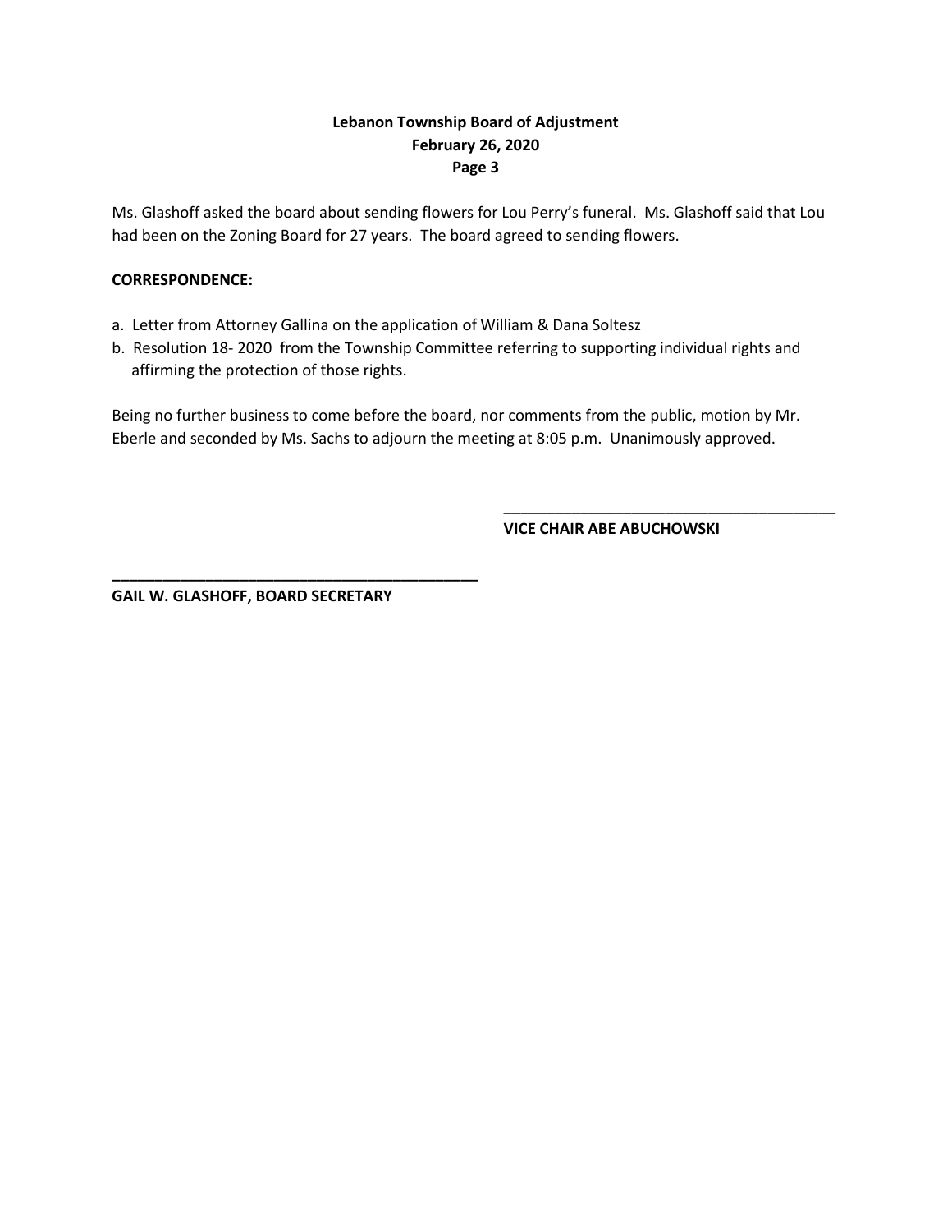Ms. Glashoff asked the board about sending flowers for Lou Perry's funeral. Ms. Glashoff said that Lou had been on the Zoning Board for 27 years. The board agreed to sending flowers.

**CORRESPONDENCE:**

a. Letter from Attorney Gallina on the application of William & Dana Soltesz
b. Resolution 18- 2020 from the Township Committee referring to supporting individual rights and affirming the protection of those rights.

Being no further business to come before the board, nor comments from the public, motion by Mr. Eberle and seconded by Ms. Sachs to adjourn the meeting at 8:05 p.m. Unanimously approved.

\_\_\_\_\_\_\_\_\_\_\_\_\_\_\_\_\_\_\_\_\_\_\_\_\_\_\_\_\_\_\_\_\_\_\_\_\_\_\_\_

**VICE CHAIR ABE ABUCHOWSKI**

\_\_\_\_\_\_\_\_\_\_\_\_\_\_\_\_\_\_\_\_\_\_\_\_\_\_\_\_\_\_\_\_\_\_\_\_\_\_\_\_

**GAIL W. GLASHOFF, BOARD SECRETARY**